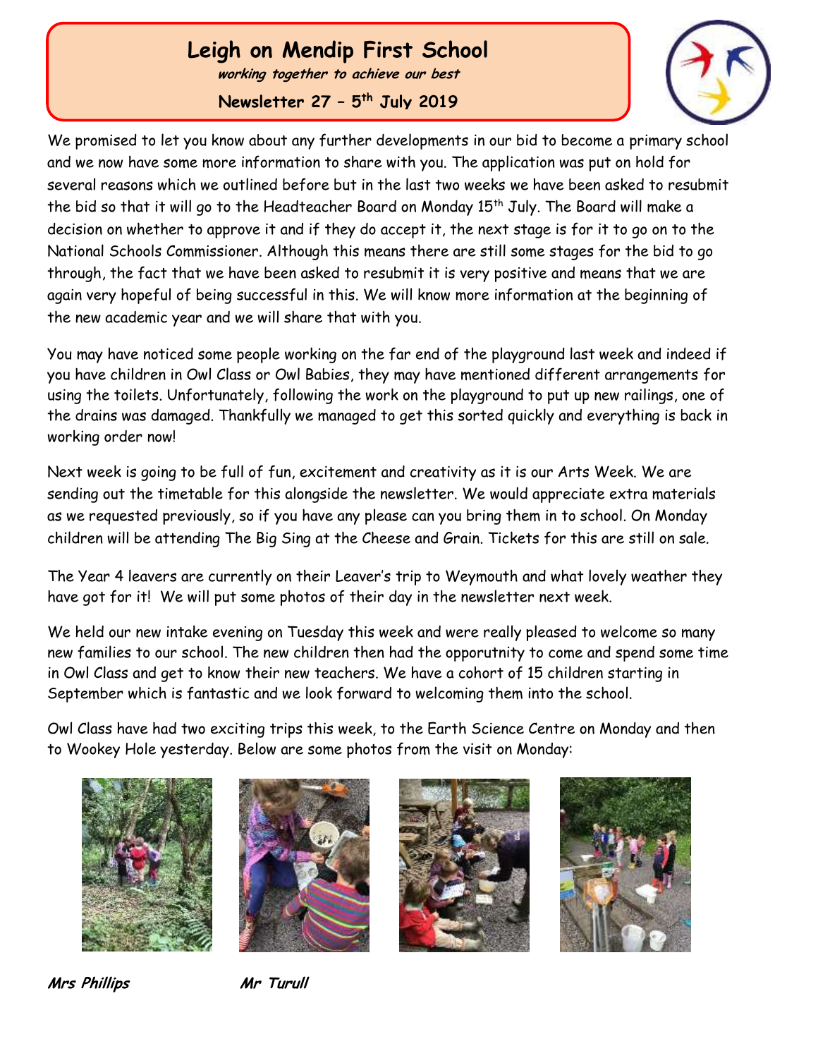# Leigh on Mendip First School

***working together to achieve our best***

**Newsletter 27 – 5th July 2019**

We promised to let you know about any further developments in our bid to become a primary school and we now have some more information to share with you. The application was put on hold for several reasons which we outlined before but in the last two weeks we have been asked to resubmit the bid so that it will go to the Headteacher Board on Monday 15th July. The Board will make a decision on whether to approve it and if they do accept it, the next stage is for it to go on to the National Schools Commissioner. Although this means there are still some stages for the bid to go through, the fact that we have been asked to resubmit it is very positive and means that we are again very hopeful of being successful in this. We will know more information at the beginning of the new academic year and we will share that with you.

You may have noticed some people working on the far end of the playground last week and indeed if you have children in Owl Class or Owl Babies, they may have mentioned different arrangements for using the toilets. Unfortunately, following the work on the playground to put up new railings, one of the drains was damaged. Thankfully we managed to get this sorted quickly and everything is back in working order now!

Next week is going to be full of fun, excitement and creativity as it is our Arts Week. We are sending out the timetable for this alongside the newsletter. We would appreciate extra materials as we requested previously, so if you have any please can you bring them in to school. On Monday children will be attending The Big Sing at the Cheese and Grain. Tickets for this are still on sale.

The Year 4 leavers are currently on their Leaver's trip to Weymouth and what lovely weather they have got for it! We will put some photos of their day in the newsletter next week.

We held our new intake evening on Tuesday this week and were really pleased to welcome so many new families to our school. The new children then had the opporutnity to come and spend some time in Owl Class and get to know their new teachers. We have a cohort of 15 children starting in September which is fantastic and we look forward to welcoming them into the school.

Owl Class have had two exciting trips this week, to the Earth Science Centre on Monday and then to Wookey Hole yesterday. Below are some photos from the visit on Monday:

***Mrs Phillips*** ***Mr Turull***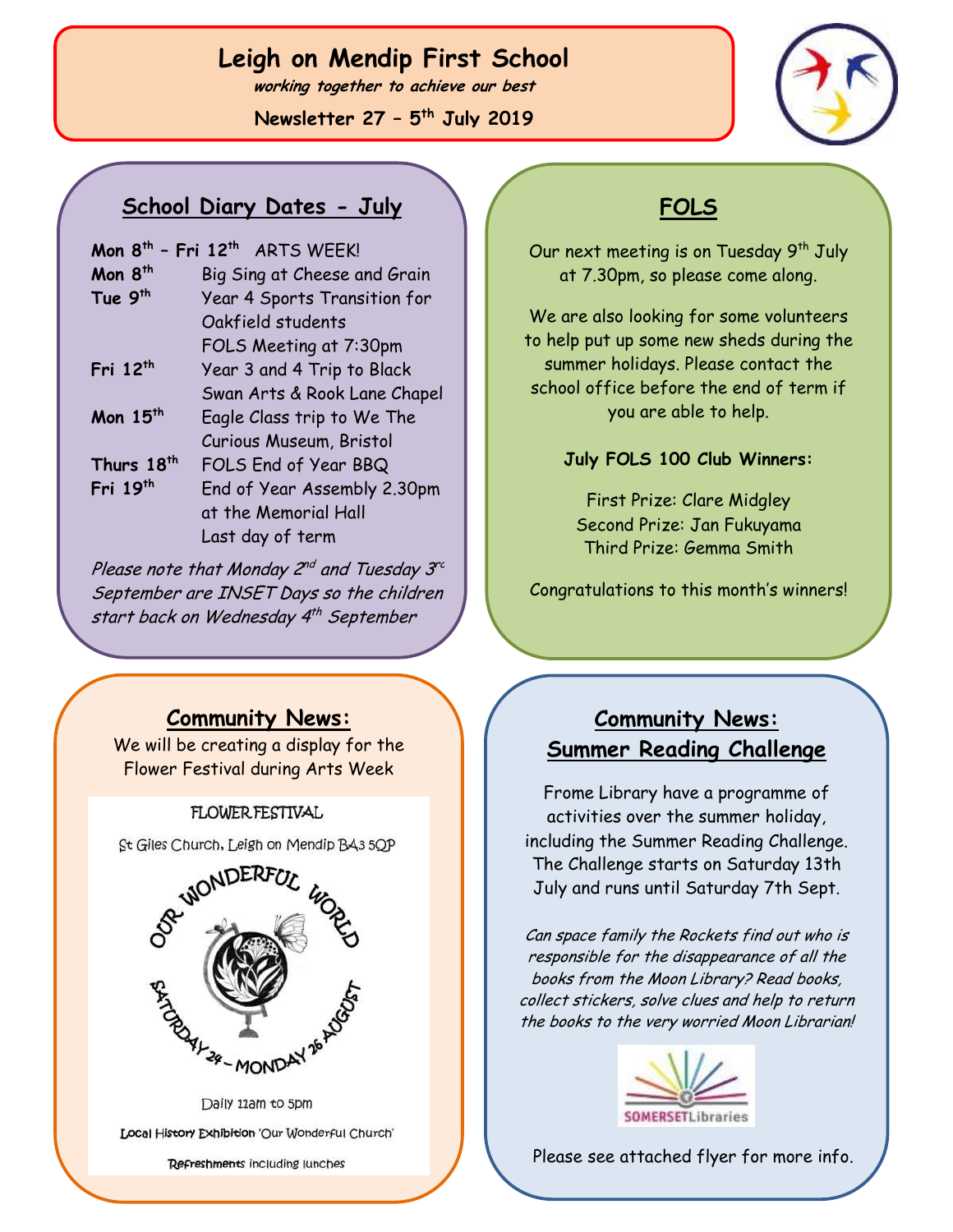# Leigh on Mendip First School

***working together to achieve our best***

**Newsletter 27 – 5th July 2019**

## School Diary Dates - July

| | |
|---|---|
| **Mon 8th – Fri 12th** | ARTS WEEK! |
| **Mon 8th** | Big Sing at Cheese and Grain |
| **Tue 9th** | Year 4 Sports Transition for Oakfield students |
| | FOLS Meeting at 7:30pm |
| **Fri 12th** | Year 3 and 4 Trip to Black Swan Arts & Rook Lane Chapel |
| **Mon 15th** | Eagle Class trip to We The Curious Museum, Bristol |
| **Thurs 18th** | FOLS End of Year BBQ |
| **Fri 19th** | End of Year Assembly 2.30pm at the Memorial Hall |
| | Last day of term |

*Please note that Monday 2nd and Tuesday 3rd September are INSET Days so the children start back on Wednesday 4th September*

## FOLS

Our next meeting is on Tuesday 9th July at 7.30pm, so please come along.

We are also looking for some volunteers to help put up some new sheds during the summer holidays. Please contact the school office before the end of term if you are able to help.

**July FOLS 100 Club Winners:**

First Prize: Clare Midgley
Second Prize: Jan Fukuyama
Third Prize: Gemma Smith

Congratulations to this month's winners!

## Community News:

We will be creating a display for the Flower Festival during Arts Week

FLOWER FESTIVAL

St Giles Church, Leigh on Mendip BA3 5QP

OUR WONDERFUL WORLD

SATURDAY 24 – MONDAY 26 AUGUST

Daily 11am to 5pm

Local History Exhibition 'Our Wonderful Church'

Refreshments including lunches

## Community News: Summer Reading Challenge

Frome Library have a programme of activities over the summer holiday, including the Summer Reading Challenge. The Challenge starts on Saturday 13th July and runs until Saturday 7th Sept.

*Can space family the Rockets find out who is responsible for the disappearance of all the books from the Moon Library? Read books, collect stickers, solve clues and help to return the books to the very worried Moon Librarian!*

SOMERSETLibraries

Please see attached flyer for more info.